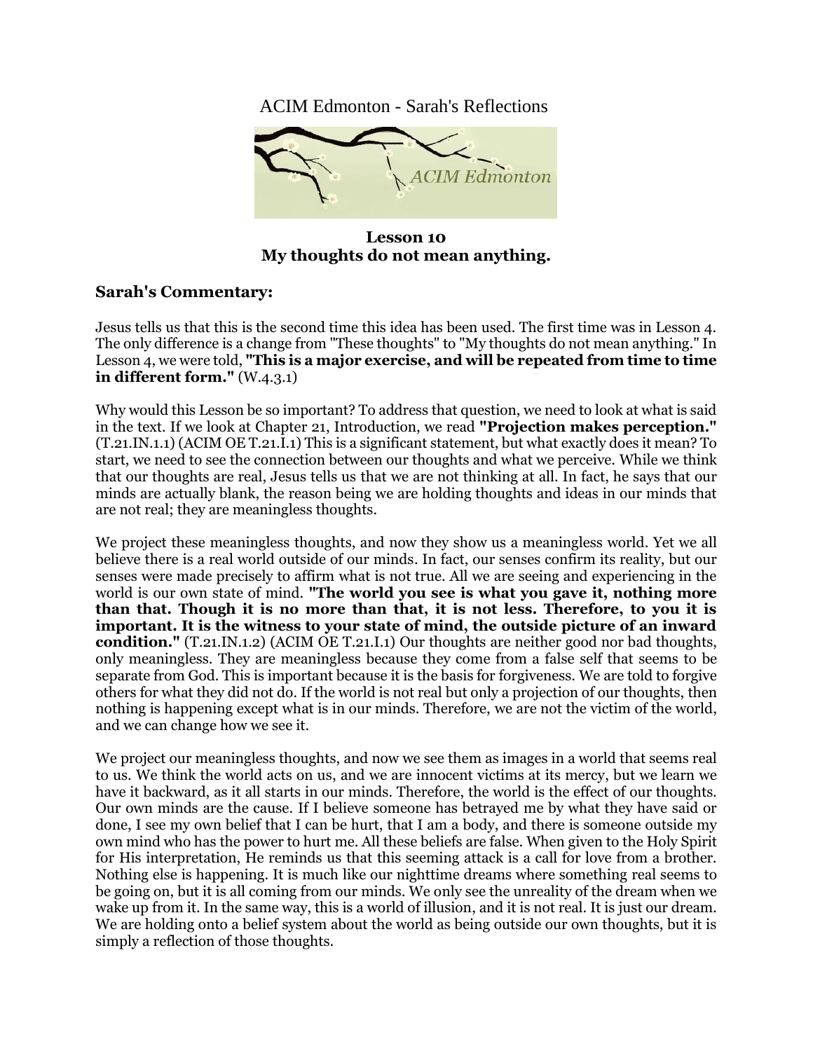ACIM Edmonton - Sarah's Reflections

**Lesson 10**
**My thoughts do not mean anything.**

## Sarah's Commentary:

Jesus tells us that this is the second time this idea has been used. The first time was in Lesson 4. The only difference is a change from "These thoughts" to "My thoughts do not mean anything." In Lesson 4, we were told, **"This is a major exercise, and will be repeated from time to time in different form."** (W.4.3.1)

Why would this Lesson be so important? To address that question, we need to look at what is said in the text. If we look at Chapter 21, Introduction, we read **"Projection makes perception."** (T.21.IN.1.1) (ACIM OE T.21.I.1) This is a significant statement, but what exactly does it mean? To start, we need to see the connection between our thoughts and what we perceive. While we think that our thoughts are real, Jesus tells us that we are not thinking at all. In fact, he says that our minds are actually blank, the reason being we are holding thoughts and ideas in our minds that are not real; they are meaningless thoughts.

We project these meaningless thoughts, and now they show us a meaningless world. Yet we all believe there is a real world outside of our minds. In fact, our senses confirm its reality, but our senses were made precisely to affirm what is not true. All we are seeing and experiencing in the world is our own state of mind. **"The world you see is what you gave it, nothing more than that. Though it is no more than that, it is not less. Therefore, to you it is important. It is the witness to your state of mind, the outside picture of an inward condition."** (T.21.IN.1.2) (ACIM OE T.21.I.1) Our thoughts are neither good nor bad thoughts, only meaningless. They are meaningless because they come from a false self that seems to be separate from God. This is important because it is the basis for forgiveness. We are told to forgive others for what they did not do. If the world is not real but only a projection of our thoughts, then nothing is happening except what is in our minds. Therefore, we are not the victim of the world, and we can change how we see it.

We project our meaningless thoughts, and now we see them as images in a world that seems real to us. We think the world acts on us, and we are innocent victims at its mercy, but we learn we have it backward, as it all starts in our minds. Therefore, the world is the effect of our thoughts. Our own minds are the cause. If I believe someone has betrayed me by what they have said or done, I see my own belief that I can be hurt, that I am a body, and there is someone outside my own mind who has the power to hurt me. All these beliefs are false. When given to the Holy Spirit for His interpretation, He reminds us that this seeming attack is a call for love from a brother. Nothing else is happening. It is much like our nighttime dreams where something real seems to be going on, but it is all coming from our minds. We only see the unreality of the dream when we wake up from it. In the same way, this is a world of illusion, and it is not real. It is just our dream. We are holding onto a belief system about the world as being outside our own thoughts, but it is simply a reflection of those thoughts.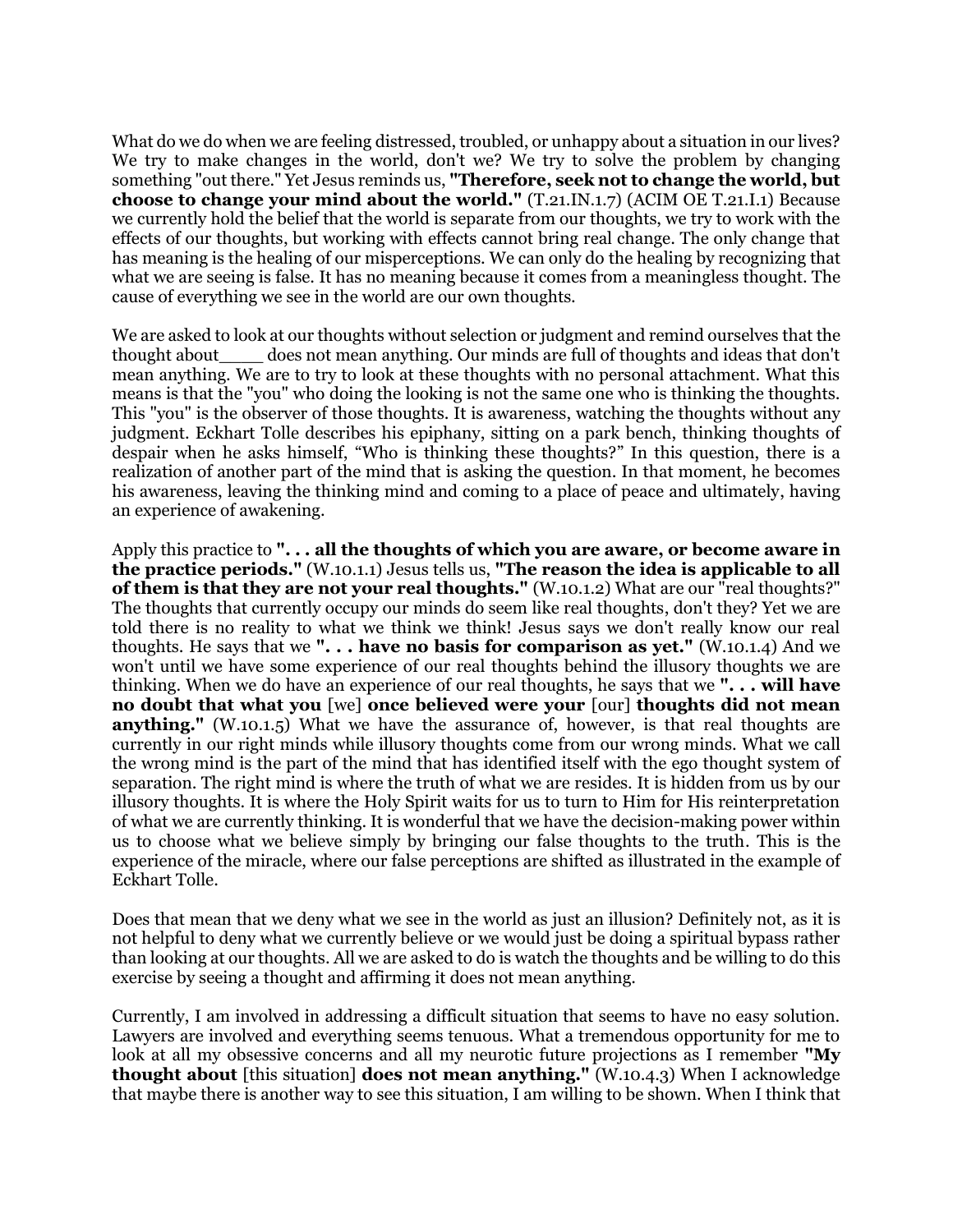What do we do when we are feeling distressed, troubled, or unhappy about a situation in our lives? We try to make changes in the world, don't we? We try to solve the problem by changing something "out there." Yet Jesus reminds us, **"Therefore, seek not to change the world, but choose to change your mind about the world."** (T.21.IN.1.7) (ACIM OE T.21.I.1) Because we currently hold the belief that the world is separate from our thoughts, we try to work with the effects of our thoughts, but working with effects cannot bring real change. The only change that has meaning is the healing of our misperceptions. We can only do the healing by recognizing that what we are seeing is false. It has no meaning because it comes from a meaningless thought. The cause of everything we see in the world are our own thoughts.

We are asked to look at our thoughts without selection or judgment and remind ourselves that the thought about____ does not mean anything. Our minds are full of thoughts and ideas that don't mean anything. We are to try to look at these thoughts with no personal attachment. What this means is that the "you" who doing the looking is not the same one who is thinking the thoughts. This "you" is the observer of those thoughts. It is awareness, watching the thoughts without any judgment. Eckhart Tolle describes his epiphany, sitting on a park bench, thinking thoughts of despair when he asks himself, "Who is thinking these thoughts?" In this question, there is a realization of another part of the mind that is asking the question. In that moment, he becomes his awareness, leaving the thinking mind and coming to a place of peace and ultimately, having an experience of awakening.

Apply this practice to **". . . all the thoughts of which you are aware, or become aware in the practice periods."** (W.10.1.1) Jesus tells us, **"The reason the idea is applicable to all of them is that they are not your real thoughts."** (W.10.1.2) What are our "real thoughts?" The thoughts that currently occupy our minds do seem like real thoughts, don't they? Yet we are told there is no reality to what we think we think! Jesus says we don't really know our real thoughts. He says that we **". . . have no basis for comparison as yet."** (W.10.1.4) And we won't until we have some experience of our real thoughts behind the illusory thoughts we are thinking. When we do have an experience of our real thoughts, he says that we **". . . will have no doubt that what you** [we] **once believed were your** [our] **thoughts did not mean anything."** (W.10.1.5) What we have the assurance of, however, is that real thoughts are currently in our right minds while illusory thoughts come from our wrong minds. What we call the wrong mind is the part of the mind that has identified itself with the ego thought system of separation. The right mind is where the truth of what we are resides. It is hidden from us by our illusory thoughts. It is where the Holy Spirit waits for us to turn to Him for His reinterpretation of what we are currently thinking. It is wonderful that we have the decision-making power within us to choose what we believe simply by bringing our false thoughts to the truth. This is the experience of the miracle, where our false perceptions are shifted as illustrated in the example of Eckhart Tolle.

Does that mean that we deny what we see in the world as just an illusion? Definitely not, as it is not helpful to deny what we currently believe or we would just be doing a spiritual bypass rather than looking at our thoughts. All we are asked to do is watch the thoughts and be willing to do this exercise by seeing a thought and affirming it does not mean anything.

Currently, I am involved in addressing a difficult situation that seems to have no easy solution. Lawyers are involved and everything seems tenuous. What a tremendous opportunity for me to look at all my obsessive concerns and all my neurotic future projections as I remember **"My thought about** [this situation] **does not mean anything."** (W.10.4.3) When I acknowledge that maybe there is another way to see this situation, I am willing to be shown. When I think that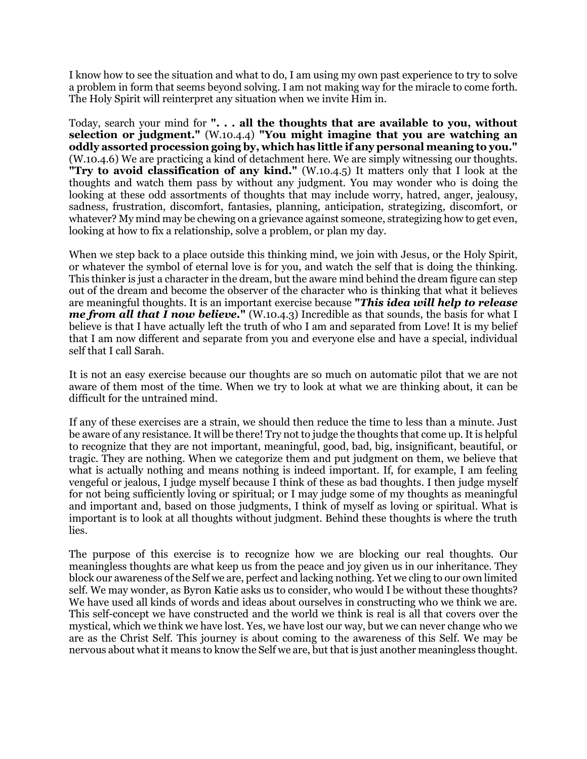I know how to see the situation and what to do, I am using my own past experience to try to solve a problem in form that seems beyond solving. I am not making way for the miracle to come forth. The Holy Spirit will reinterpret any situation when we invite Him in.

Today, search your mind for **". . . all the thoughts that are available to you, without selection or judgment."** (W.10.4.4) **"You might imagine that you are watching an oddly assorted procession going by, which has little if any personal meaning to you."** (W.10.4.6) We are practicing a kind of detachment here. We are simply witnessing our thoughts. **"Try to avoid classification of any kind."** (W.10.4.5) It matters only that I look at the thoughts and watch them pass by without any judgment. You may wonder who is doing the looking at these odd assortments of thoughts that may include worry, hatred, anger, jealousy, sadness, frustration, discomfort, fantasies, planning, anticipation, strategizing, discomfort, or whatever? My mind may be chewing on a grievance against someone, strategizing how to get even, looking at how to fix a relationship, solve a problem, or plan my day.

When we step back to a place outside this thinking mind, we join with Jesus, or the Holy Spirit, or whatever the symbol of eternal love is for you, and watch the self that is doing the thinking. This thinker is just a character in the dream, but the aware mind behind the dream figure can step out of the dream and become the observer of the character who is thinking that what it believes are meaningful thoughts. It is an important exercise because ***"This idea will help to release me from all that I now believe."*** (W.10.4.3) Incredible as that sounds, the basis for what I believe is that I have actually left the truth of who I am and separated from Love! It is my belief that I am now different and separate from you and everyone else and have a special, individual self that I call Sarah.

It is not an easy exercise because our thoughts are so much on automatic pilot that we are not aware of them most of the time. When we try to look at what we are thinking about, it can be difficult for the untrained mind.

If any of these exercises are a strain, we should then reduce the time to less than a minute. Just be aware of any resistance. It will be there! Try not to judge the thoughts that come up. It is helpful to recognize that they are not important, meaningful, good, bad, big, insignificant, beautiful, or tragic. They are nothing. When we categorize them and put judgment on them, we believe that what is actually nothing and means nothing is indeed important. If, for example, I am feeling vengeful or jealous, I judge myself because I think of these as bad thoughts. I then judge myself for not being sufficiently loving or spiritual; or I may judge some of my thoughts as meaningful and important and, based on those judgments, I think of myself as loving or spiritual. What is important is to look at all thoughts without judgment. Behind these thoughts is where the truth lies.

The purpose of this exercise is to recognize how we are blocking our real thoughts. Our meaningless thoughts are what keep us from the peace and joy given us in our inheritance. They block our awareness of the Self we are, perfect and lacking nothing. Yet we cling to our own limited self. We may wonder, as Byron Katie asks us to consider, who would I be without these thoughts? We have used all kinds of words and ideas about ourselves in constructing who we think we are. This self-concept we have constructed and the world we think is real is all that covers over the mystical, which we think we have lost. Yes, we have lost our way, but we can never change who we are as the Christ Self. This journey is about coming to the awareness of this Self. We may be nervous about what it means to know the Self we are, but that is just another meaningless thought.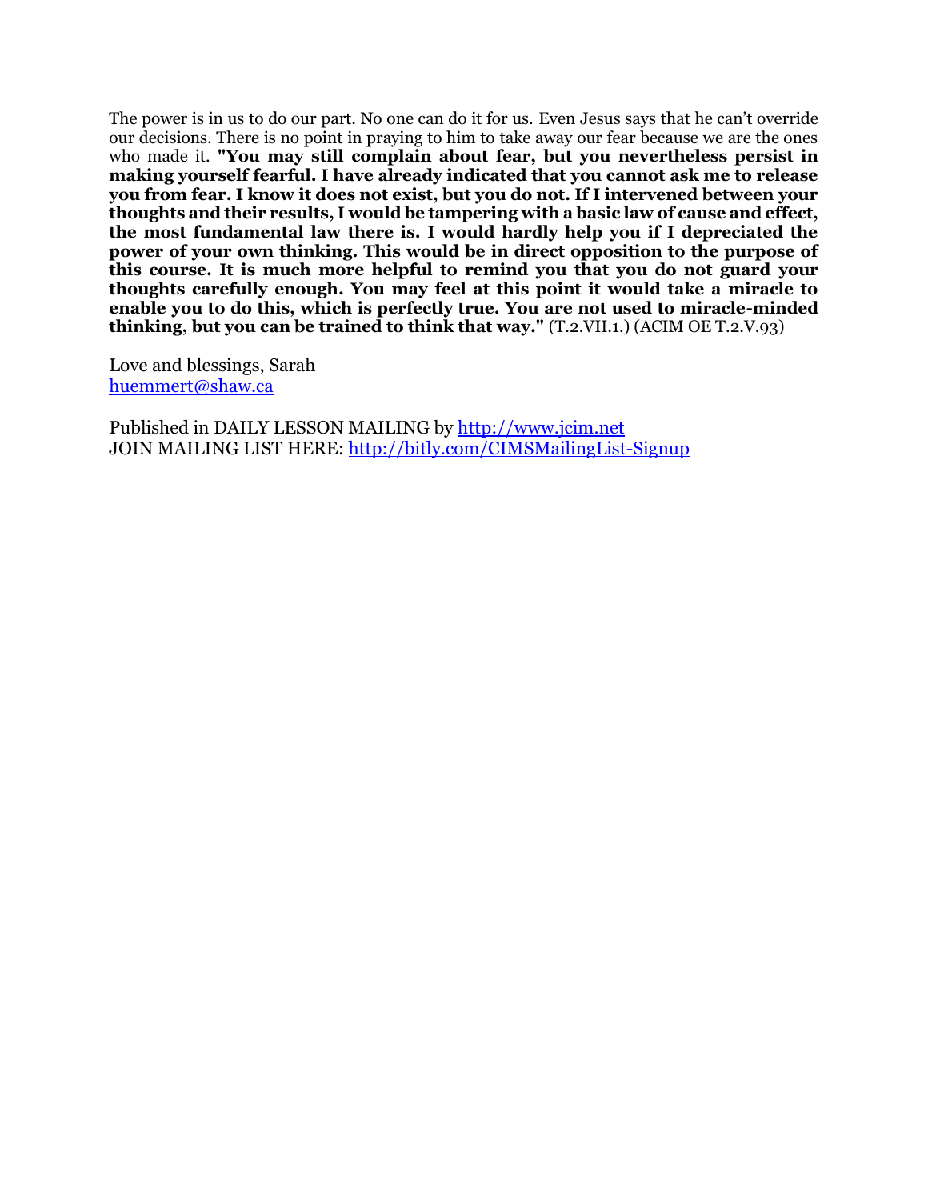The power is in us to do our part. No one can do it for us. Even Jesus says that he can't override our decisions. There is no point in praying to him to take away our fear because we are the ones who made it. **"You may still complain about fear, but you nevertheless persist in making yourself fearful. I have already indicated that you cannot ask me to release you from fear. I know it does not exist, but you do not. If I intervened between your thoughts and their results, I would be tampering with a basic law of cause and effect, the most fundamental law there is. I would hardly help you if I depreciated the power of your own thinking. This would be in direct opposition to the purpose of this course. It is much more helpful to remind you that you do not guard your thoughts carefully enough. You may feel at this point it would take a miracle to enable you to do this, which is perfectly true. You are not used to miracle-minded thinking, but you can be trained to think that way."** (T.2.VII.1.) (ACIM OE T.2.V.93)

Love and blessings, Sarah
huemmert@shaw.ca

Published in DAILY LESSON MAILING by http://www.jcim.net
JOIN MAILING LIST HERE: http://bitly.com/CIMSMailingList-Signup